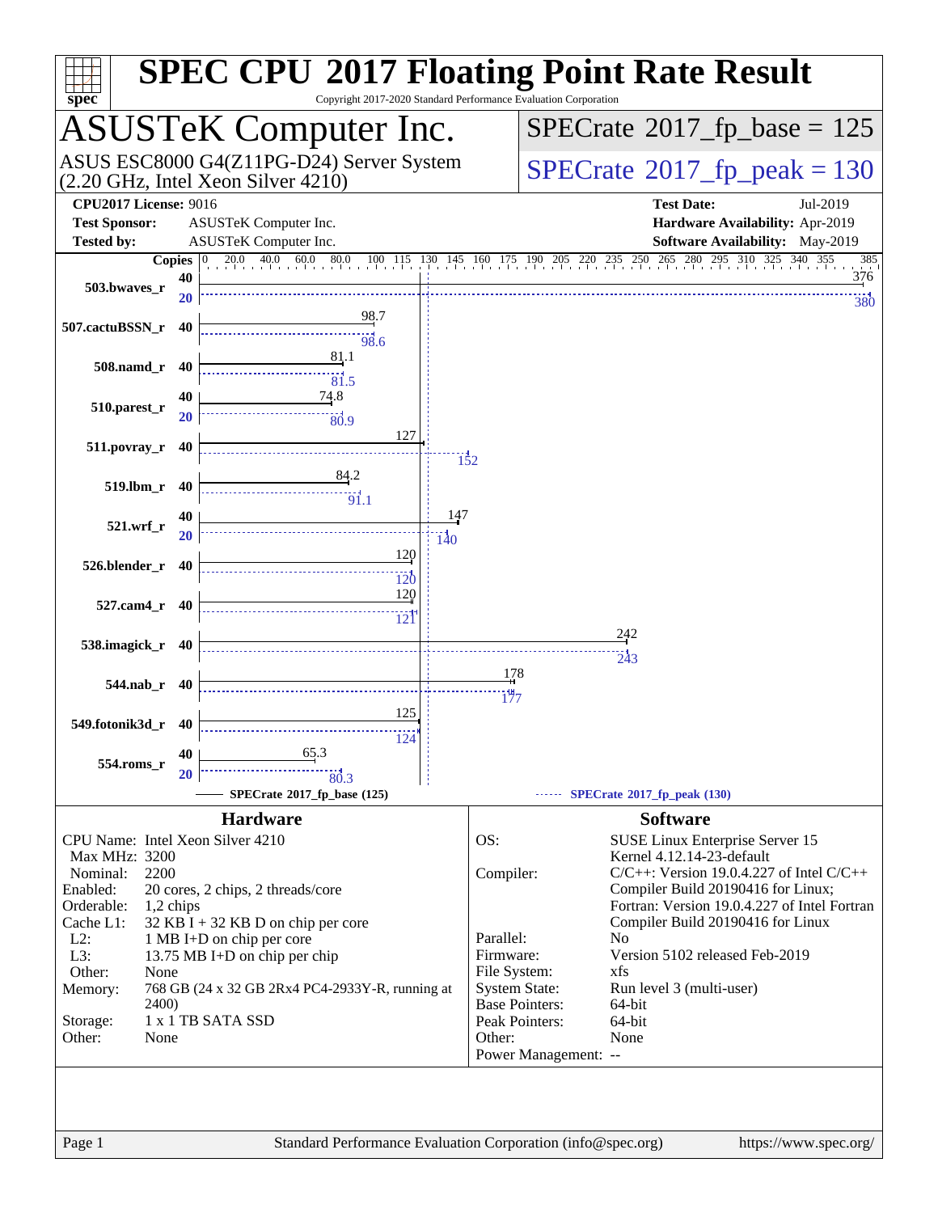# SPEC CPU 2017 Floating Point Rate Result

Copyright 2017-2020 Standard Performance Evaluation Corporation

## ASUSTeK Computer Inc.

ASUS ESC8000 G4(Z11PG-D24) Server System
(2.20 GHz, Intel Xeon Silver 4210)

**SPECrate 2017_fp_base = 125**

**SPECrate 2017_fp_peak = 130**

**CPU2017 License:** 9016
**Test Sponsor:** ASUSTeK Computer Inc.
**Tested by:** ASUSTeK Computer Inc.

**Test Date:** Jul-2019
**Hardware Availability:** Apr-2019
**Software Availability:** May-2019

| Benchmark | Copies | Base | Peak Copies | Peak |
|---|---|---|---|---|
| 503.bwaves_r | 40 | 376 | 20 | 380 |
| 507.cactuBSSN_r | 40 | 98.7 | 40 | 98.6 |
| 508.namd_r | 40 | 81.1 | 40 | 81.5 |
| 510.parest_r | 40 | 74.8 | 20 | 80.9 |
| 511.povray_r | 40 | 127 | 40 | 152 |
| 519.lbm_r | 40 | 84.2 | 40 | 91.1 |
| 521.wrf_r | 40 | 147 | 20 | 140 |
| 526.blender_r | 40 | 120 | 40 | 120 |
| 527.cam4_r | 40 | 120 | 40 | 121 |
| 538.imagick_r | 40 | 242 | 40 | 243 |
| 544.nab_r | 40 | 178 | 40 | 177 |
| 549.fotonik3d_r | 40 | 125 | 40 | 124 |
| 554.roms_r | 40 | 65.3 | 20 | 80.3 |

SPECrate 2017_fp_base (125) — SPECrate 2017_fp_peak (130)

## Hardware

- **CPU Name:** Intel Xeon Silver 4210
- **Max MHz:** 3200
- **Nominal:** 2200
- **Enabled:** 20 cores, 2 chips, 2 threads/core
- **Orderable:** 1,2 chips
- **Cache L1:** 32 KB I + 32 KB D on chip per core
- **L2:** 1 MB I+D on chip per core
- **L3:** 13.75 MB I+D on chip per chip
- **Other:** None
- **Memory:** 768 GB (24 x 32 GB 2Rx4 PC4-2933Y-R, running at 2400)
- **Storage:** 1 x 1 TB SATA SSD
- **Other:** None

## Software

- **OS:** SUSE Linux Enterprise Server 15; Kernel 4.12.14-23-default
- **Compiler:** C/C++: Version 19.0.4.227 of Intel C/C++ Compiler Build 20190416 for Linux; Fortran: Version 19.0.4.227 of Intel Fortran Compiler Build 20190416 for Linux
- **Parallel:** No
- **Firmware:** Version 5102 released Feb-2019
- **File System:** xfs
- **System State:** Run level 3 (multi-user)
- **Base Pointers:** 64-bit
- **Peak Pointers:** 64-bit
- **Other:** None
- **Power Management:** --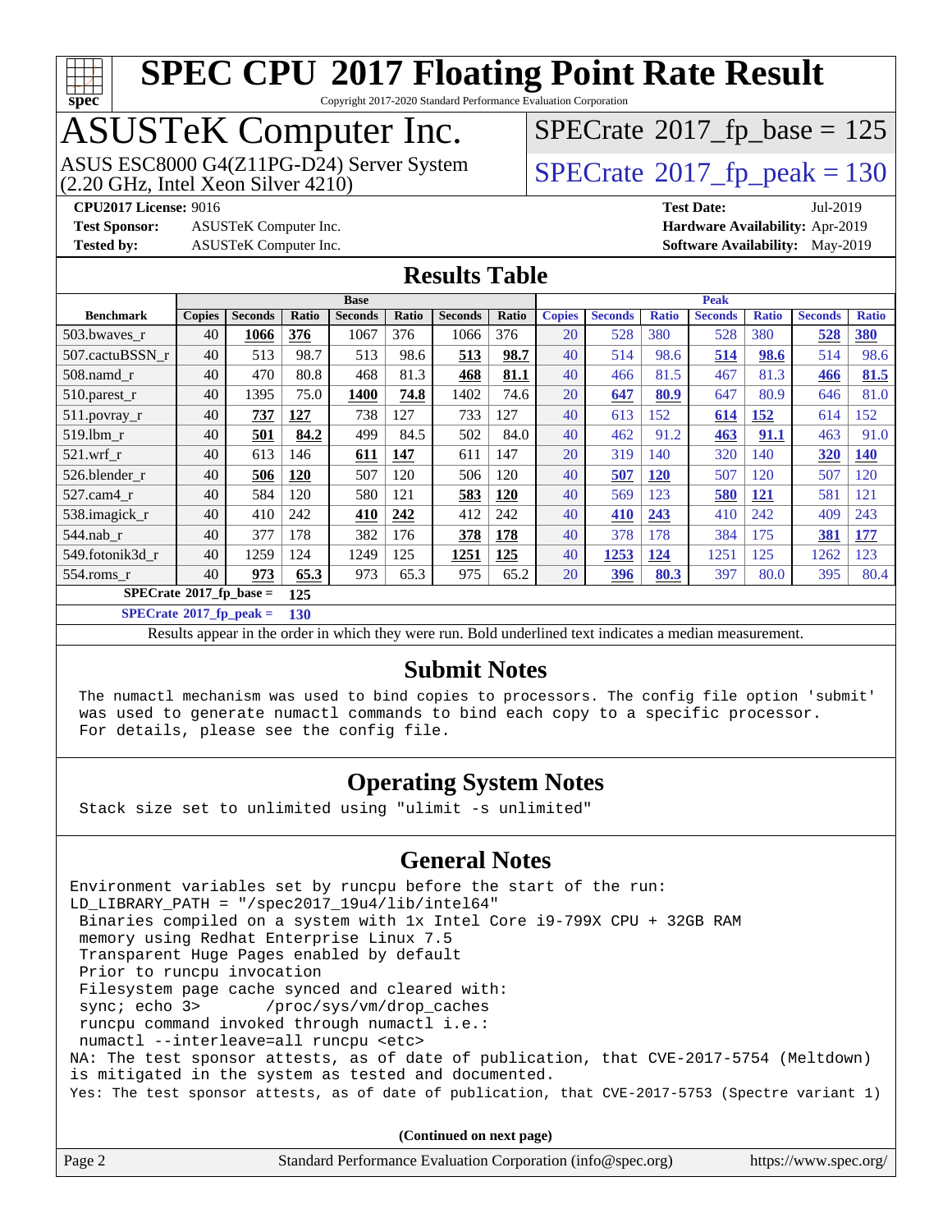# SPEC CPU 2017 Floating Point Rate Result

Copyright 2017-2020 Standard Performance Evaluation Corporation

# ASUSTeK Computer Inc.

ASUS ESC8000 G4(Z11PG-D24) Server System (2.20 GHz, Intel Xeon Silver 4210)

SPECrate 2017_fp_base = 125

SPECrate 2017_fp_peak = 130

**CPU2017 License:** 9016 **Test Date:** Jul-2019
**Test Sponsor:** ASUSTeK Computer Inc. **Hardware Availability:** Apr-2019
**Tested by:** ASUSTeK Computer Inc. **Software Availability:** May-2019

## Results Table

| Benchmark | Base | | | | | | | Peak | | | | | | |
|---|---|---|---|---|---|---|---|---|---|---|---|---|---|---|
| | Copies | Seconds | Ratio | Seconds | Ratio | Seconds | Ratio | Copies | Seconds | Ratio | Seconds | Ratio | Seconds | Ratio |
| 503.bwaves_r | 40 | **1066** | **376** | 1067 | 376 | 1066 | 376 | 20 | 528 | 380 | 528 | 380 | **528** | **380** |
| 507.cactuBSSN_r | 40 | 513 | 98.7 | 513 | 98.6 | **513** | **98.7** | 40 | 514 | 98.6 | **514** | **98.6** | 514 | 98.6 |
| 508.namd_r | 40 | 470 | 80.8 | 468 | 81.3 | **468** | **81.1** | 40 | 466 | 81.5 | 467 | 81.3 | **466** | **81.5** |
| 510.parest_r | 40 | 1395 | 75.0 | **1400** | **74.8** | 1402 | 74.6 | 20 | **647** | **80.9** | 647 | 80.9 | 646 | 81.0 |
| 511.povray_r | 40 | **737** | **127** | 738 | 127 | 733 | 127 | 40 | 613 | 152 | **614** | **152** | 614 | 152 |
| 519.lbm_r | 40 | **501** | **84.2** | 499 | 84.5 | 502 | 84.0 | 40 | 462 | 91.2 | **463** | **91.1** | 463 | 91.0 |
| 521.wrf_r | 40 | 613 | 146 | **611** | **147** | 611 | 147 | 20 | 319 | 140 | 320 | 140 | **320** | **140** |
| 526.blender_r | 40 | **506** | **120** | 507 | 120 | 506 | 120 | 40 | **507** | **120** | 507 | 120 | 507 | 120 |
| 527.cam4_r | 40 | 584 | 120 | 580 | 121 | **583** | **120** | 40 | 569 | 123 | **580** | **121** | 581 | 121 |
| 538.imagick_r | 40 | 410 | 242 | **410** | **242** | 412 | 242 | 40 | **410** | **243** | 410 | 242 | 409 | 243 |
| 544.nab_r | 40 | 377 | 178 | 382 | 176 | **378** | **178** | 40 | 378 | 178 | 384 | 175 | **381** | **177** |
| 549.fotonik3d_r | 40 | 1259 | 124 | 1249 | 125 | **1251** | **125** | 40 | **1253** | **124** | 1251 | 125 | 1262 | 123 |
| 554.roms_r | 40 | **973** | **65.3** | 973 | 65.3 | 975 | 65.2 | 20 | **396** | **80.3** | 397 | 80.0 | 395 | 80.4 |

**SPECrate 2017_fp_base = 125**

**SPECrate 2017_fp_peak = 130**

Results appear in the order in which they were run. Bold underlined text indicates a median measurement.

## Submit Notes

```
The numactl mechanism was used to bind copies to processors. The config file option 'submit'
was used to generate numactl commands to bind each copy to a specific processor.
For details, please see the config file.
```

## Operating System Notes

```
Stack size set to unlimited using "ulimit -s unlimited"
```

## General Notes

```
Environment variables set by runcpu before the start of the run:
LD_LIBRARY_PATH = "/spec2017_19u4/lib/intel64"
 Binaries compiled on a system with 1x Intel Core i9-799X CPU + 32GB RAM
 memory using Redhat Enterprise Linux 7.5
 Transparent Huge Pages enabled by default
 Prior to runcpu invocation
 Filesystem page cache synced and cleared with:
 sync; echo 3>       /proc/sys/vm/drop_caches
 runcpu command invoked through numactl i.e.:
 numactl --interleave=all runcpu <etc>
NA: The test sponsor attests, as of date of publication, that CVE-2017-5754 (Meltdown)
is mitigated in the system as tested and documented.
Yes: The test sponsor attests, as of date of publication, that CVE-2017-5753 (Spectre variant 1)
```

**(Continued on next page)**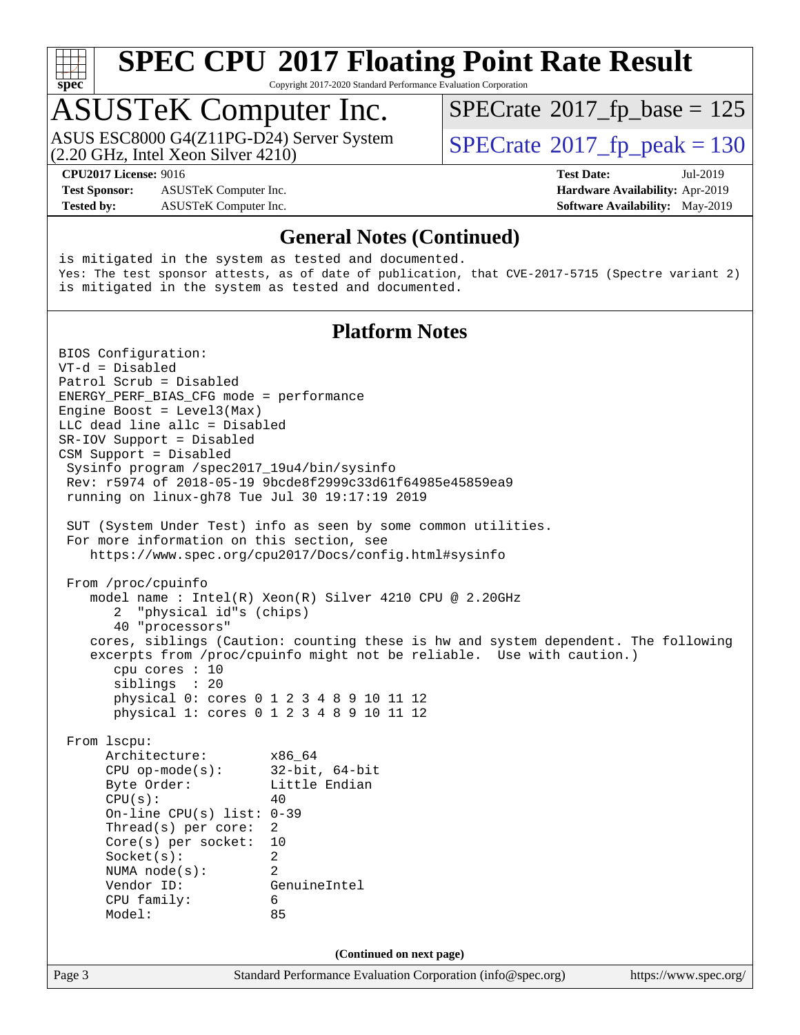# SPEC CPU 2017 Floating Point Rate Result

Copyright 2017-2020 Standard Performance Evaluation Corporation

## ASUSTeK Computer Inc.

ASUS ESC8000 G4(Z11PG-D24) Server System (2.20 GHz, Intel Xeon Silver 4210)

SPECrate 2017_fp_base = 125

SPECrate 2017_fp_peak = 130

**CPU2017 License:** 9016
**Test Sponsor:** ASUSTeK Computer Inc.
**Tested by:** ASUSTeK Computer Inc.

**Test Date:** Jul-2019
**Hardware Availability:** Apr-2019
**Software Availability:** May-2019

## General Notes (Continued)

```
is mitigated in the system as tested and documented.
Yes: The test sponsor attests, as of date of publication, that CVE-2017-5715 (Spectre variant 2)
is mitigated in the system as tested and documented.
```

## Platform Notes

```
BIOS Configuration:
VT-d = Disabled
Patrol Scrub = Disabled
ENERGY_PERF_BIAS_CFG mode = performance
Engine Boost = Level3(Max)
LLC dead line allc = Disabled
SR-IOV Support = Disabled
CSM Support = Disabled
 Sysinfo program /spec2017_19u4/bin/sysinfo
 Rev: r5974 of 2018-05-19 9bcde8f2999c33d61f64985e45859ea9
 running on linux-gh78 Tue Jul 30 19:17:19 2019

 SUT (System Under Test) info as seen by some common utilities.
 For more information on this section, see
    https://www.spec.org/cpu2017/Docs/config.html#sysinfo

 From /proc/cpuinfo
    model name : Intel(R) Xeon(R) Silver 4210 CPU @ 2.20GHz
       2  "physical id"s (chips)
       40 "processors"
    cores, siblings (Caution: counting these is hw and system dependent. The following
    excerpts from /proc/cpuinfo might not be reliable.  Use with caution.)
       cpu cores : 10
       siblings  : 20
       physical 0: cores 0 1 2 3 4 8 9 10 11 12
       physical 1: cores 0 1 2 3 4 8 9 10 11 12

 From lscpu:
      Architecture:          x86_64
      CPU op-mode(s):        32-bit, 64-bit
      Byte Order:            Little Endian
      CPU(s):                40
      On-line CPU(s) list: 0-39
      Thread(s) per core:    2
      Core(s) per socket:    10
      Socket(s):             2
      NUMA node(s):          2
      Vendor ID:             GenuineIntel
      CPU family:            6
      Model:                 85
```

(Continued on next page)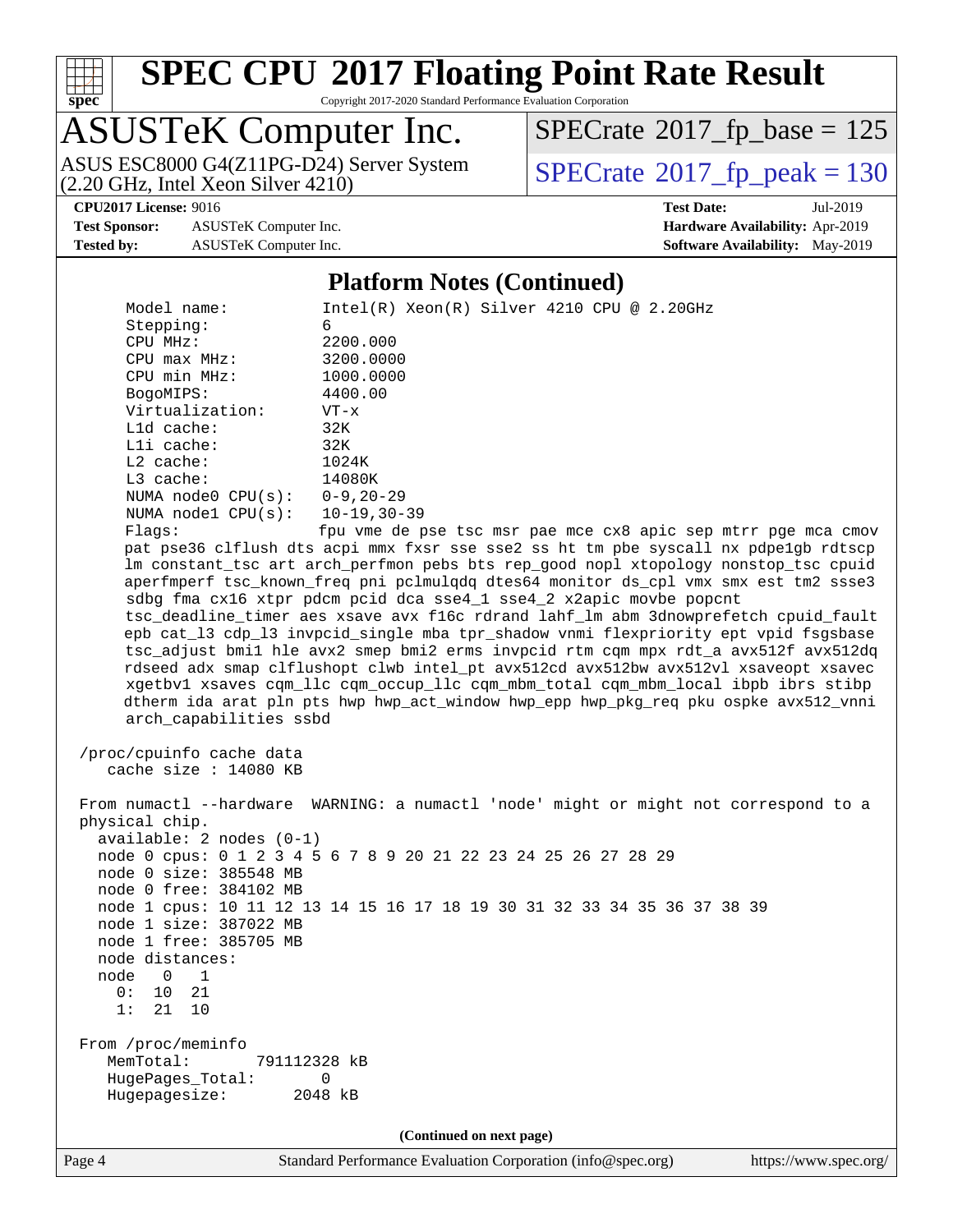## Platform Notes (Continued)

```
     Model name:          Intel(R) Xeon(R) Silver 4210 CPU @ 2.20GHz
     Stepping:            6
     CPU MHz:             2200.000
     CPU max MHz:         3200.0000
     CPU min MHz:         1000.0000
     BogoMIPS:            4400.00
     Virtualization:      VT-x
     L1d cache:           32K
     L1i cache:           32K
     L2 cache:            1024K
     L3 cache:            14080K
     NUMA node0 CPU(s):   0-9,20-29
     NUMA node1 CPU(s):   10-19,30-39
     Flags:              fpu vme de pse tsc msr pae mce cx8 apic sep mtrr pge mca cmov
     pat pse36 clflush dts acpi mmx fxsr sse sse2 ss ht tm pbe syscall nx pdpe1gb rdtscp
     lm constant_tsc art arch_perfmon pebs bts rep_good nopl xtopology nonstop_tsc cpuid
     aperfmperf tsc_known_freq pni pclmulqdq dtes64 monitor ds_cpl vmx smx est tm2 ssse3
     sdbg fma cx16 xtpr pdcm pcid dca sse4_1 sse4_2 x2apic movbe popcnt
     tsc_deadline_timer aes xsave avx f16c rdrand lahf_lm abm 3dnowprefetch cpuid_fault
     epb cat_l3 cdp_l3 invpcid_single mba tpr_shadow vnmi flexpriority ept vpid fsgsbase
     tsc_adjust bmi1 hle avx2 smep bmi2 erms invpcid rtm cqm mpx rdt_a avx512f avx512dq
     rdseed adx smap clflushopt clwb intel_pt avx512cd avx512bw avx512vl xsaveopt xsavec
     xgetbv1 xsaves cqm_llc cqm_occup_llc cqm_mbm_total cqm_mbm_local ibpb ibrs stibp
     dtherm ida arat pln pts hwp hwp_act_window hwp_epp hwp_pkg_req pku ospke avx512_vnni
     arch_capabilities ssbd

 /proc/cpuinfo cache data
    cache size : 14080 KB

 From numactl --hardware  WARNING: a numactl 'node' might or might not correspond to a
 physical chip.
   available: 2 nodes (0-1)
   node 0 cpus: 0 1 2 3 4 5 6 7 8 9 20 21 22 23 24 25 26 27 28 29
   node 0 size: 385548 MB
   node 0 free: 384102 MB
   node 1 cpus: 10 11 12 13 14 15 16 17 18 19 30 31 32 33 34 35 36 37 38 39
   node 1 size: 387022 MB
   node 1 free: 385705 MB
   node distances:
   node   0   1
     0:  10  21
     1:  21  10

 From /proc/meminfo
    MemTotal:       791112328 kB
    HugePages_Total:       0
    Hugepagesize:       2048 kB
```

**(Continued on next page)**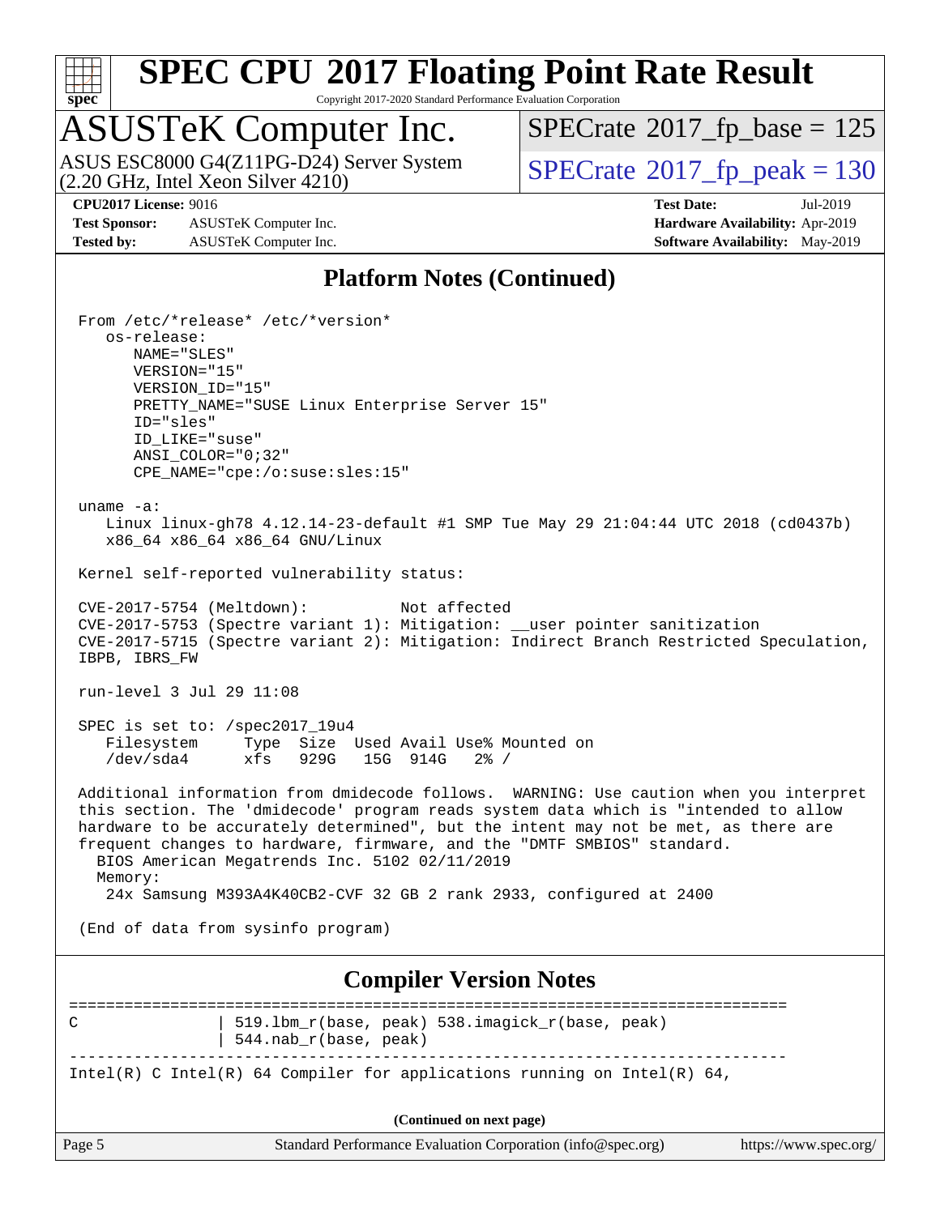# SPEC CPU 2017 Floating Point Rate Result

Copyright 2017-2020 Standard Performance Evaluation Corporation

## ASUSTeK Computer Inc.

ASUS ESC8000 G4(Z11PG-D24) Server System (2.20 GHz, Intel Xeon Silver 4210)

SPECrate 2017_fp_base = 125

SPECrate 2017_fp_peak = 130

**CPU2017 License:** 9016
**Test Sponsor:** ASUSTeK Computer Inc.
**Tested by:** ASUSTeK Computer Inc.

**Test Date:** Jul-2019
**Hardware Availability:** Apr-2019
**Software Availability:** May-2019

## Platform Notes (Continued)

```
From /etc/*release* /etc/*version*
   os-release:
      NAME="SLES"
      VERSION="15"
      VERSION_ID="15"
      PRETTY_NAME="SUSE Linux Enterprise Server 15"
      ID="sles"
      ID_LIKE="suse"
      ANSI_COLOR="0;32"
      CPE_NAME="cpe:/o:suse:sles:15"

uname -a:
   Linux linux-gh78 4.12.14-23-default #1 SMP Tue May 29 21:04:44 UTC 2018 (cd0437b)
   x86_64 x86_64 x86_64 GNU/Linux

Kernel self-reported vulnerability status:

CVE-2017-5754 (Meltdown):          Not affected
CVE-2017-5753 (Spectre variant 1): Mitigation: __user pointer sanitization
CVE-2017-5715 (Spectre variant 2): Mitigation: Indirect Branch Restricted Speculation,
IBPB, IBRS_FW

run-level 3 Jul 29 11:08

SPEC is set to: /spec2017_19u4
   Filesystem     Type  Size  Used Avail Use% Mounted on
   /dev/sda4      xfs   929G   15G  914G   2% /

Additional information from dmidecode follows.  WARNING: Use caution when you interpret
this section. The 'dmidecode' program reads system data which is "intended to allow
hardware to be accurately determined", but the intent may not be met, as there are
frequent changes to hardware, firmware, and the "DMTF SMBIOS" standard.
  BIOS American Megatrends Inc. 5102 02/11/2019
  Memory:
   24x Samsung M393A4K40CB2-CVF 32 GB 2 rank 2933, configured at 2400

(End of data from sysinfo program)
```

## Compiler Version Notes

```
==============================================================================
C              | 519.lbm_r(base, peak) 538.imagick_r(base, peak)
               | 544.nab_r(base, peak)
------------------------------------------------------------------------------
Intel(R) C Intel(R) 64 Compiler for applications running on Intel(R) 64,
```

(Continued on next page)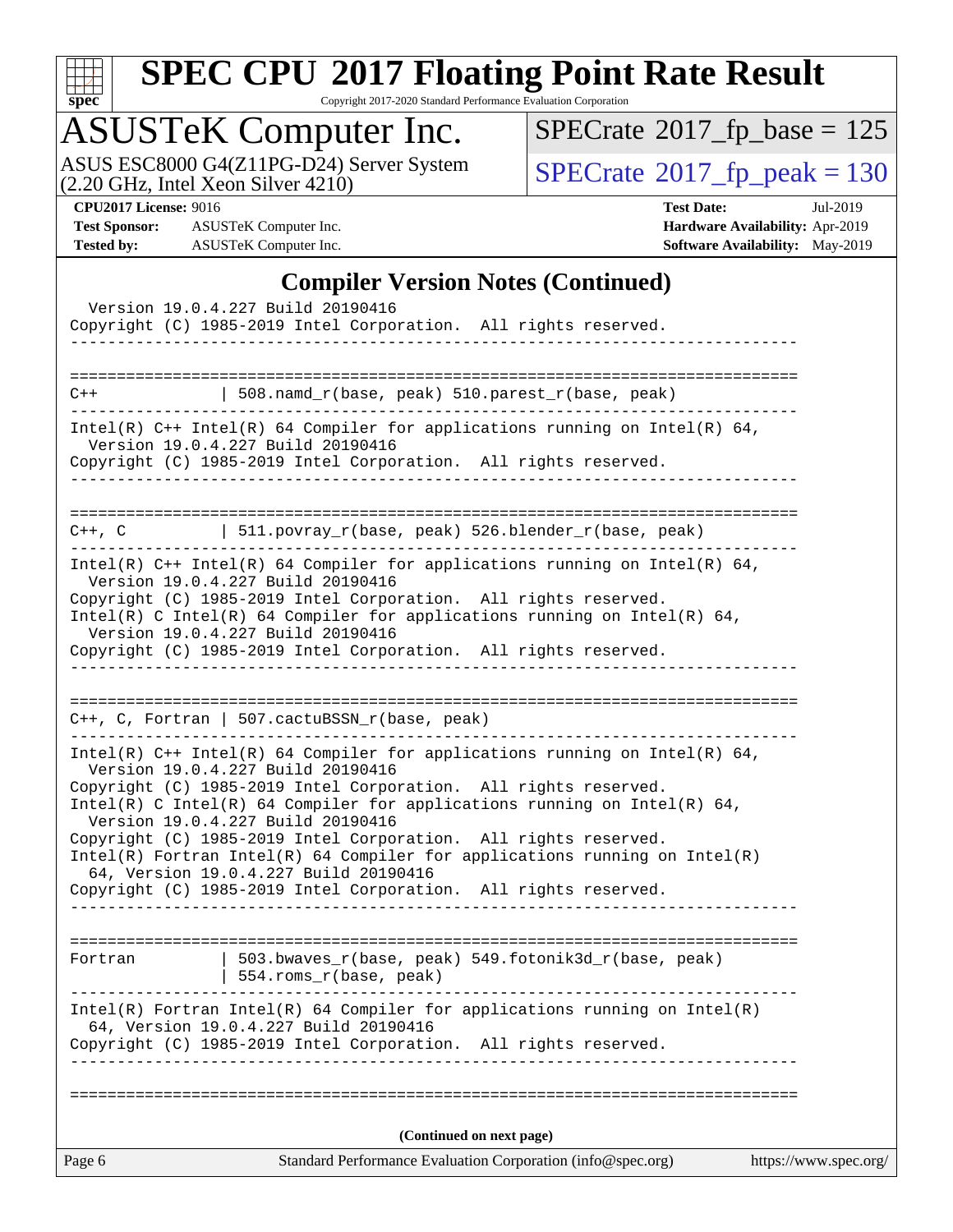## Compiler Version Notes (Continued)

```
  Version 19.0.4.227 Build 20190416
Copyright (C) 1985-2019 Intel Corporation.  All rights reserved.
------------------------------------------------------------------------------

==============================================================================
C++              | 508.namd_r(base, peak) 510.parest_r(base, peak)
------------------------------------------------------------------------------
Intel(R) C++ Intel(R) 64 Compiler for applications running on Intel(R) 64,
  Version 19.0.4.227 Build 20190416
Copyright (C) 1985-2019 Intel Corporation.  All rights reserved.
------------------------------------------------------------------------------

==============================================================================
C++, C           | 511.povray_r(base, peak) 526.blender_r(base, peak)
------------------------------------------------------------------------------
Intel(R) C++ Intel(R) 64 Compiler for applications running on Intel(R) 64,
  Version 19.0.4.227 Build 20190416
Copyright (C) 1985-2019 Intel Corporation.  All rights reserved.
Intel(R) C Intel(R) 64 Compiler for applications running on Intel(R) 64,
  Version 19.0.4.227 Build 20190416
Copyright (C) 1985-2019 Intel Corporation.  All rights reserved.
------------------------------------------------------------------------------

==============================================================================
C++, C, Fortran | 507.cactuBSSN_r(base, peak)
------------------------------------------------------------------------------
Intel(R) C++ Intel(R) 64 Compiler for applications running on Intel(R) 64,
  Version 19.0.4.227 Build 20190416
Copyright (C) 1985-2019 Intel Corporation.  All rights reserved.
Intel(R) C Intel(R) 64 Compiler for applications running on Intel(R) 64,
  Version 19.0.4.227 Build 20190416
Copyright (C) 1985-2019 Intel Corporation.  All rights reserved.
Intel(R) Fortran Intel(R) 64 Compiler for applications running on Intel(R)
  64, Version 19.0.4.227 Build 20190416
Copyright (C) 1985-2019 Intel Corporation.  All rights reserved.
------------------------------------------------------------------------------

==============================================================================
Fortran          | 503.bwaves_r(base, peak) 549.fotonik3d_r(base, peak)
                 | 554.roms_r(base, peak)
------------------------------------------------------------------------------
Intel(R) Fortran Intel(R) 64 Compiler for applications running on Intel(R)
  64, Version 19.0.4.227 Build 20190416
Copyright (C) 1985-2019 Intel Corporation.  All rights reserved.
------------------------------------------------------------------------------

==============================================================================
```

(Continued on next page)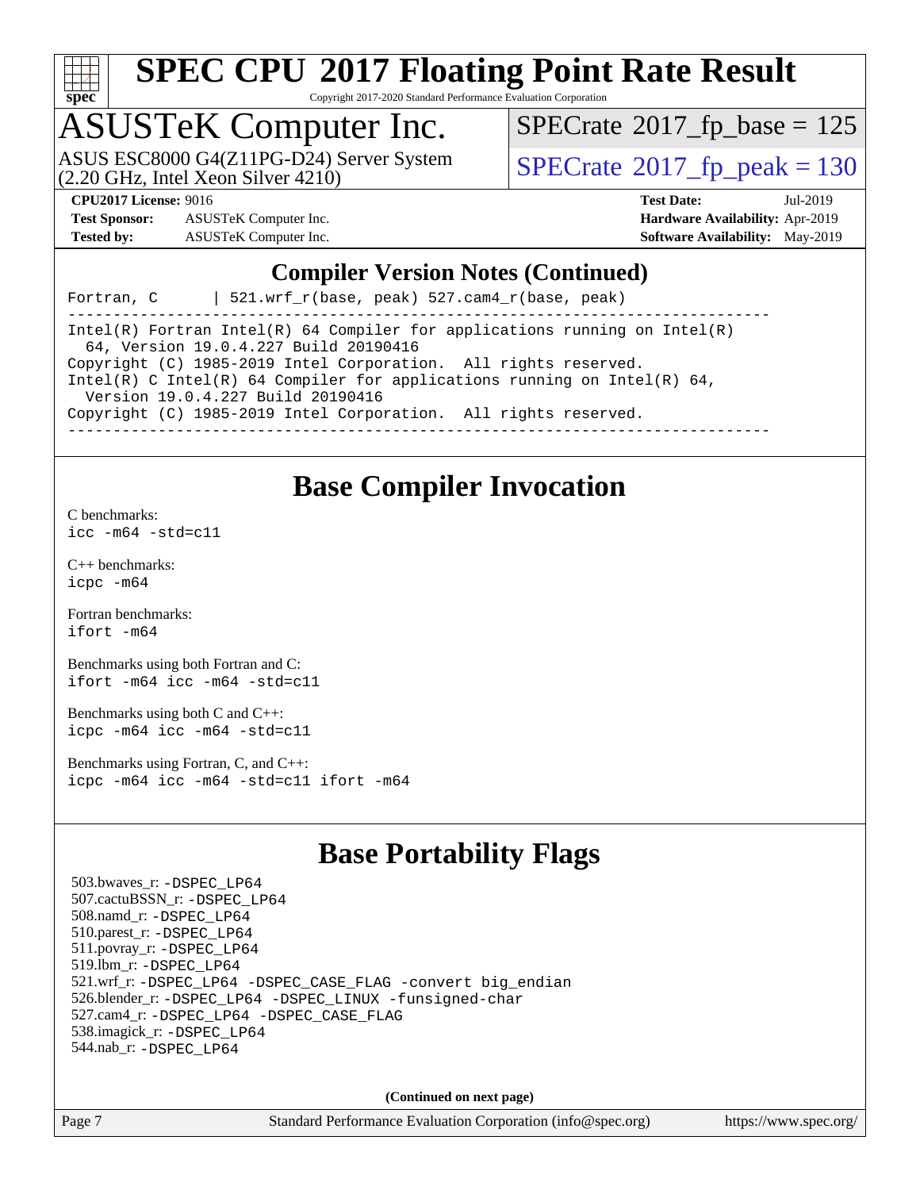# SPEC CPU 2017 Floating Point Rate Result

Copyright 2017-2020 Standard Performance Evaluation Corporation

## ASUSTeK Computer Inc.

ASUS ESC8000 G4(Z11PG-D24) Server System (2.20 GHz, Intel Xeon Silver 4210)

SPECrate 2017_fp_base = 125

SPECrate 2017_fp_peak = 130

**CPU2017 License:** 9016
**Test Sponsor:** ASUSTeK Computer Inc.
**Tested by:** ASUSTeK Computer Inc.

**Test Date:** Jul-2019
**Hardware Availability:** Apr-2019
**Software Availability:** May-2019

## Compiler Version Notes (Continued)

```
Fortran, C      | 521.wrf_r(base, peak) 527.cam4_r(base, peak)
------------------------------------------------------------------------------
Intel(R) Fortran Intel(R) 64 Compiler for applications running on Intel(R)
  64, Version 19.0.4.227 Build 20190416
Copyright (C) 1985-2019 Intel Corporation.  All rights reserved.
Intel(R) C Intel(R) 64 Compiler for applications running on Intel(R) 64,
  Version 19.0.4.227 Build 20190416
Copyright (C) 1985-2019 Intel Corporation.  All rights reserved.
------------------------------------------------------------------------------
```

## Base Compiler Invocation

C benchmarks:
`icc -m64 -std=c11`

C++ benchmarks:
`icpc -m64`

Fortran benchmarks:
`ifort -m64`

Benchmarks using both Fortran and C:
`ifort -m64 icc -m64 -std=c11`

Benchmarks using both C and C++:
`icpc -m64 icc -m64 -std=c11`

Benchmarks using Fortran, C, and C++:
`icpc -m64 icc -m64 -std=c11 ifort -m64`

## Base Portability Flags

503.bwaves_r: `-DSPEC_LP64`
507.cactuBSSN_r: `-DSPEC_LP64`
508.namd_r: `-DSPEC_LP64`
510.parest_r: `-DSPEC_LP64`
511.povray_r: `-DSPEC_LP64`
519.lbm_r: `-DSPEC_LP64`
521.wrf_r: `-DSPEC_LP64 -DSPEC_CASE_FLAG -convert big_endian`
526.blender_r: `-DSPEC_LP64 -DSPEC_LINUX -funsigned-char`
527.cam4_r: `-DSPEC_LP64 -DSPEC_CASE_FLAG`
538.imagick_r: `-DSPEC_LP64`
544.nab_r: `-DSPEC_LP64`

**(Continued on next page)**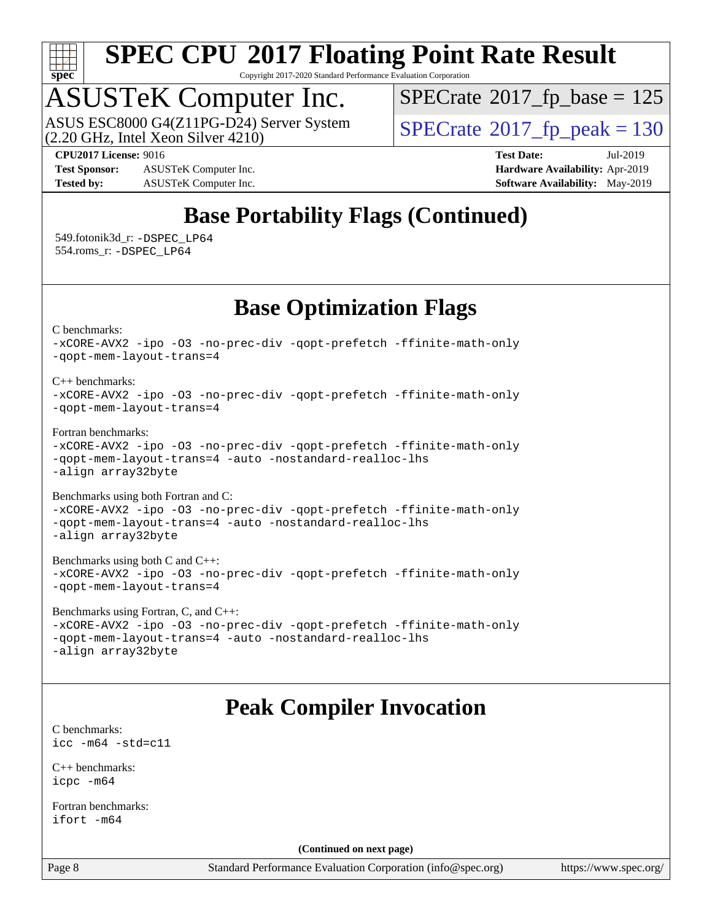# SPEC CPU 2017 Floating Point Rate Result

Copyright 2017-2020 Standard Performance Evaluation Corporation

## ASUSTeK Computer Inc.

ASUS ESC8000 G4(Z11PG-D24) Server System
(2.20 GHz, Intel Xeon Silver 4210)

SPECrate 2017_fp_base = 125

SPECrate 2017_fp_peak = 130

**CPU2017 License:** 9016
**Test Sponsor:** ASUSTeK Computer Inc.
**Tested by:** ASUSTeK Computer Inc.

**Test Date:** Jul-2019
**Hardware Availability:** Apr-2019
**Software Availability:** May-2019

## Base Portability Flags (Continued)

549.fotonik3d_r: -DSPEC_LP64
554.roms_r: -DSPEC_LP64

## Base Optimization Flags

C benchmarks:
```
-xCORE-AVX2 -ipo -O3 -no-prec-div -qopt-prefetch -ffinite-math-only
-qopt-mem-layout-trans=4
```

C++ benchmarks:
```
-xCORE-AVX2 -ipo -O3 -no-prec-div -qopt-prefetch -ffinite-math-only
-qopt-mem-layout-trans=4
```

Fortran benchmarks:
```
-xCORE-AVX2 -ipo -O3 -no-prec-div -qopt-prefetch -ffinite-math-only
-qopt-mem-layout-trans=4 -auto -nostandard-realloc-lhs
-align array32byte
```

Benchmarks using both Fortran and C:
```
-xCORE-AVX2 -ipo -O3 -no-prec-div -qopt-prefetch -ffinite-math-only
-qopt-mem-layout-trans=4 -auto -nostandard-realloc-lhs
-align array32byte
```

Benchmarks using both C and C++:
```
-xCORE-AVX2 -ipo -O3 -no-prec-div -qopt-prefetch -ffinite-math-only
-qopt-mem-layout-trans=4
```

Benchmarks using Fortran, C, and C++:
```
-xCORE-AVX2 -ipo -O3 -no-prec-div -qopt-prefetch -ffinite-math-only
-qopt-mem-layout-trans=4 -auto -nostandard-realloc-lhs
-align array32byte
```

## Peak Compiler Invocation

C benchmarks:
```
icc -m64 -std=c11
```

C++ benchmarks:
```
icpc -m64
```

Fortran benchmarks:
```
ifort -m64
```

**(Continued on next page)**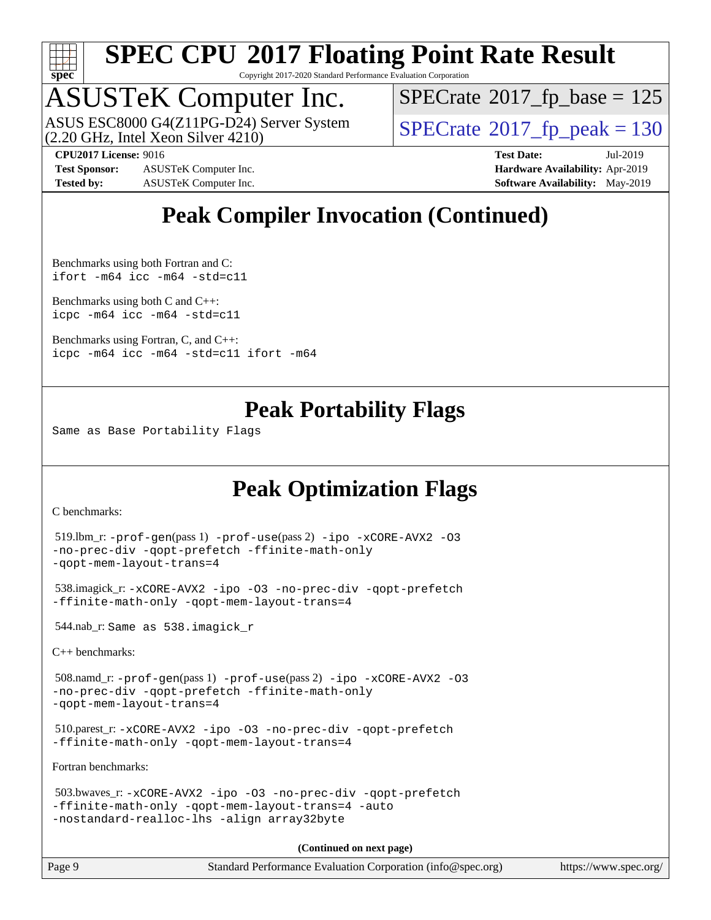# Peak Compiler Invocation (Continued)

Benchmarks using both Fortran and C:
`ifort -m64 icc -m64 -std=c11`

Benchmarks using both C and C++:
`icpc -m64 icc -m64 -std=c11`

Benchmarks using Fortran, C, and C++:
`icpc -m64 icc -m64 -std=c11 ifort -m64`

# Peak Portability Flags

Same as Base Portability Flags

# Peak Optimization Flags

C benchmarks:

519.lbm_r: `-prof-gen`(pass 1) `-prof-use`(pass 2) `-ipo -xCORE-AVX2 -O3 -no-prec-div -qopt-prefetch -ffinite-math-only -qopt-mem-layout-trans=4`

538.imagick_r: `-xCORE-AVX2 -ipo -O3 -no-prec-div -qopt-prefetch -ffinite-math-only -qopt-mem-layout-trans=4`

544.nab_r: Same as 538.imagick_r

C++ benchmarks:

508.namd_r: `-prof-gen`(pass 1) `-prof-use`(pass 2) `-ipo -xCORE-AVX2 -O3 -no-prec-div -qopt-prefetch -ffinite-math-only -qopt-mem-layout-trans=4`

510.parest_r: `-xCORE-AVX2 -ipo -O3 -no-prec-div -qopt-prefetch -ffinite-math-only -qopt-mem-layout-trans=4`

Fortran benchmarks:

503.bwaves_r: `-xCORE-AVX2 -ipo -O3 -no-prec-div -qopt-prefetch -ffinite-math-only -qopt-mem-layout-trans=4 -auto -nostandard-realloc-lhs -align array32byte`

**(Continued on next page)**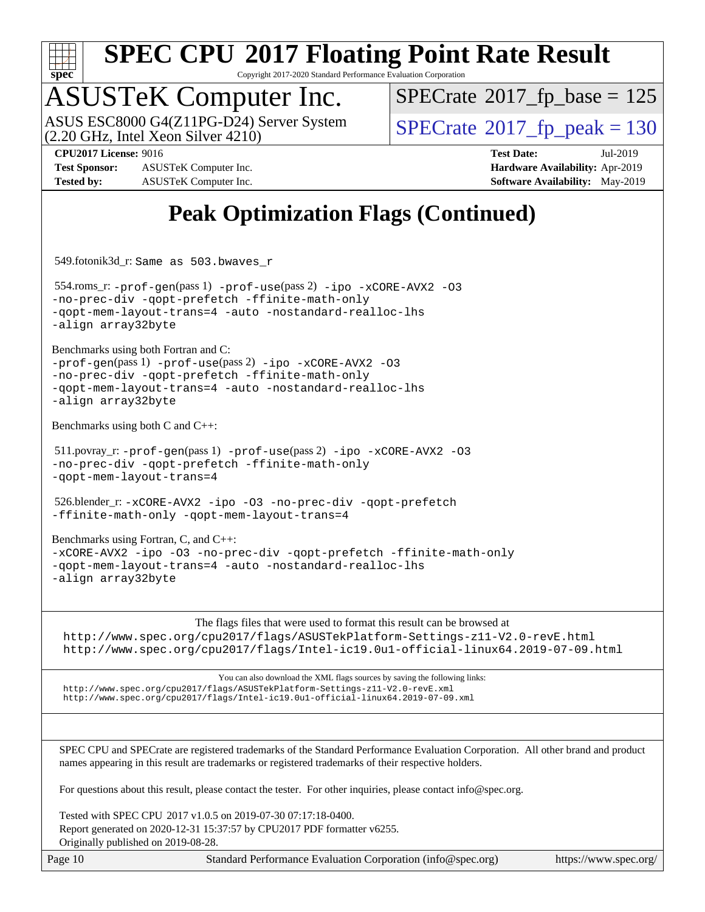# Peak Optimization Flags (Continued)

549.fotonik3d_r: Same as 503.bwaves_r

554.roms_r: -prof-gen(pass 1) -prof-use(pass 2) -ipo -xCORE-AVX2 -O3 -no-prec-div -qopt-prefetch -ffinite-math-only -qopt-mem-layout-trans=4 -auto -nostandard-realloc-lhs -align array32byte

Benchmarks using both Fortran and C:
-prof-gen(pass 1) -prof-use(pass 2) -ipo -xCORE-AVX2 -O3 -no-prec-div -qopt-prefetch -ffinite-math-only -qopt-mem-layout-trans=4 -auto -nostandard-realloc-lhs -align array32byte

Benchmarks using both C and C++:

511.povray_r: -prof-gen(pass 1) -prof-use(pass 2) -ipo -xCORE-AVX2 -O3 -no-prec-div -qopt-prefetch -ffinite-math-only -qopt-mem-layout-trans=4

526.blender_r: -xCORE-AVX2 -ipo -O3 -no-prec-div -qopt-prefetch -ffinite-math-only -qopt-mem-layout-trans=4

Benchmarks using Fortran, C, and C++:
-xCORE-AVX2 -ipo -O3 -no-prec-div -qopt-prefetch -ffinite-math-only -qopt-mem-layout-trans=4 -auto -nostandard-realloc-lhs -align array32byte

The flags files that were used to format this result can be browsed at
http://www.spec.org/cpu2017/flags/ASUSTekPlatform-Settings-z11-V2.0-revE.html
http://www.spec.org/cpu2017/flags/Intel-ic19.0u1-official-linux64.2019-07-09.html

You can also download the XML flags sources by saving the following links:
http://www.spec.org/cpu2017/flags/ASUSTekPlatform-Settings-z11-V2.0-revE.xml
http://www.spec.org/cpu2017/flags/Intel-ic19.0u1-official-linux64.2019-07-09.xml

SPEC CPU and SPECrate are registered trademarks of the Standard Performance Evaluation Corporation. All other brand and product names appearing in this result are trademarks or registered trademarks of their respective holders.

For questions about this result, please contact the tester. For other inquiries, please contact info@spec.org.

Tested with SPEC CPU 2017 v1.0.5 on 2019-07-30 07:17:18-0400.
Report generated on 2020-12-31 15:37:57 by CPU2017 PDF formatter v6255.
Originally published on 2019-08-28.